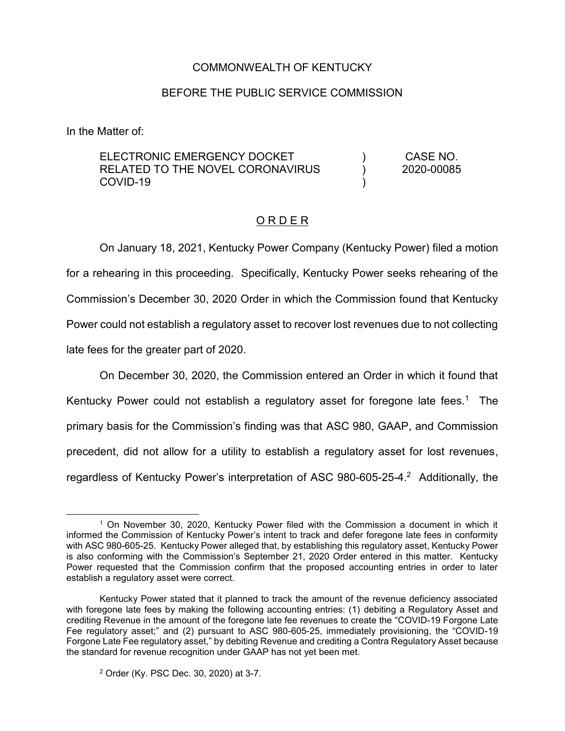COMMONWEALTH OF KENTUCKY

BEFORE THE PUBLIC SERVICE COMMISSION

In the Matter of:

| | | |
|---|---|---|
| ELECTRONIC EMERGENCY DOCKET RELATED TO THE NOVEL CORONAVIRUS COVID-19 | ) ) ) | CASE NO. 2020-00085 |

## O R D E R

On January 18, 2021, Kentucky Power Company (Kentucky Power) filed a motion for a rehearing in this proceeding. Specifically, Kentucky Power seeks rehearing of the Commission's December 30, 2020 Order in which the Commission found that Kentucky Power could not establish a regulatory asset to recover lost revenues due to not collecting late fees for the greater part of 2020.

On December 30, 2020, the Commission entered an Order in which it found that Kentucky Power could not establish a regulatory asset for foregone late fees.[1] The primary basis for the Commission's finding was that ASC 980, GAAP, and Commission precedent, did not allow for a utility to establish a regulatory asset for lost revenues, regardless of Kentucky Power's interpretation of ASC 980-605-25-4.[2] Additionally, the

---

[1] On November 30, 2020, Kentucky Power filed with the Commission a document in which it informed the Commission of Kentucky Power's intent to track and defer foregone late fees in conformity with ASC 980-605-25. Kentucky Power alleged that, by establishing this regulatory asset, Kentucky Power is also conforming with the Commission's September 21, 2020 Order entered in this matter. Kentucky Power requested that the Commission confirm that the proposed accounting entries in order to later establish a regulatory asset were correct.

Kentucky Power stated that it planned to track the amount of the revenue deficiency associated with foregone late fees by making the following accounting entries: (1) debiting a Regulatory Asset and crediting Revenue in the amount of the foregone late fee revenues to create the "COVID-19 Forgone Late Fee regulatory asset;" and (2) pursuant to ASC 980-605-25, immediately provisioning, the "COVID-19 Forgone Late Fee regulatory asset," by debiting Revenue and crediting a Contra Regulatory Asset because the standard for revenue recognition under GAAP has not yet been met.

[2] Order (Ky. PSC Dec. 30, 2020) at 3-7.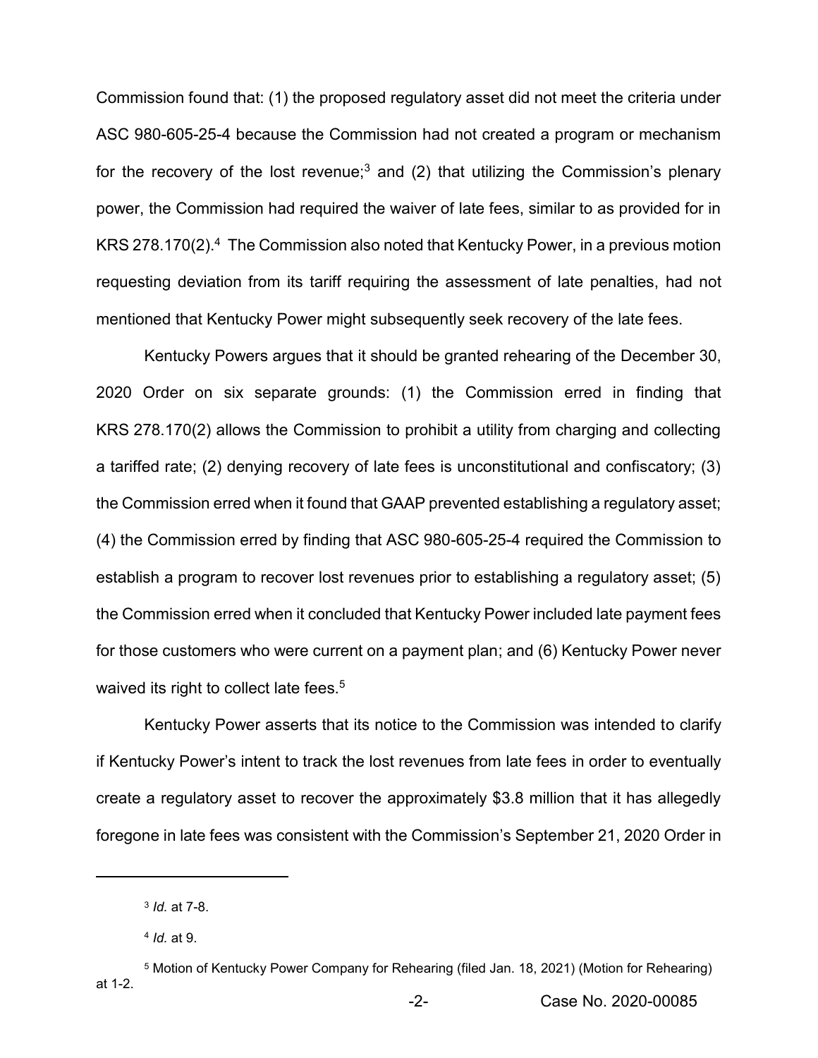Commission found that: (1) the proposed regulatory asset did not meet the criteria under ASC 980-605-25-4 because the Commission had not created a program or mechanism for the recovery of the lost revenue;[3] and (2) that utilizing the Commission's plenary power, the Commission had required the waiver of late fees, similar to as provided for in KRS 278.170(2).[4] The Commission also noted that Kentucky Power, in a previous motion requesting deviation from its tariff requiring the assessment of late penalties, had not mentioned that Kentucky Power might subsequently seek recovery of the late fees.

Kentucky Powers argues that it should be granted rehearing of the December 30, 2020 Order on six separate grounds: (1) the Commission erred in finding that KRS 278.170(2) allows the Commission to prohibit a utility from charging and collecting a tariffed rate; (2) denying recovery of late fees is unconstitutional and confiscatory; (3) the Commission erred when it found that GAAP prevented establishing a regulatory asset; (4) the Commission erred by finding that ASC 980-605-25-4 required the Commission to establish a program to recover lost revenues prior to establishing a regulatory asset; (5) the Commission erred when it concluded that Kentucky Power included late payment fees for those customers who were current on a payment plan; and (6) Kentucky Power never waived its right to collect late fees.[5]

Kentucky Power asserts that its notice to the Commission was intended to clarify if Kentucky Power's intent to track the lost revenues from late fees in order to eventually create a regulatory asset to recover the approximately \$3.8 million that it has allegedly foregone in late fees was consistent with the Commission's September 21, 2020 Order in

---

[3] *Id.* at 7-8.

[4] *Id.* at 9.

[5] Motion of Kentucky Power Company for Rehearing (filed Jan. 18, 2021) (Motion for Rehearing) at 1-2.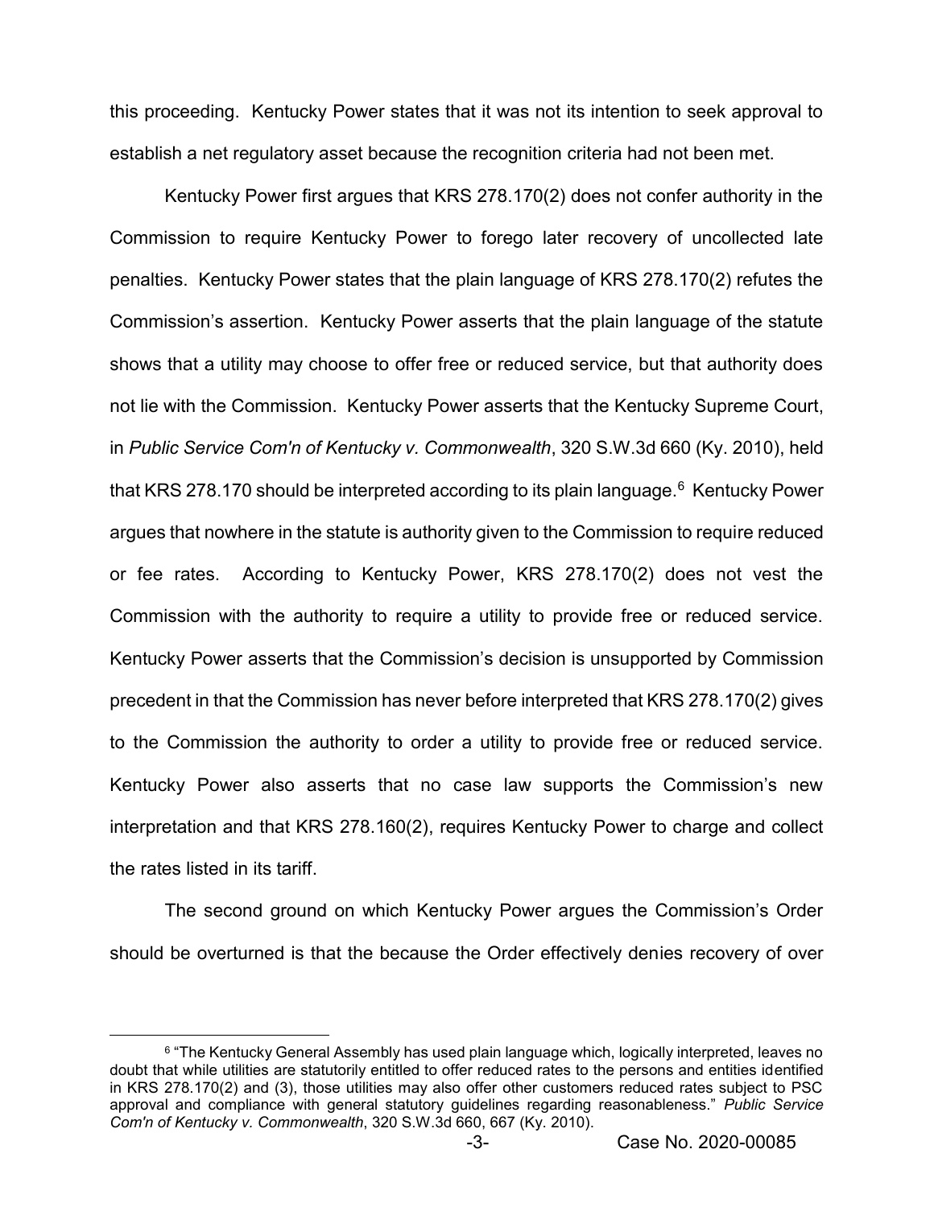this proceeding. Kentucky Power states that it was not its intention to seek approval to establish a net regulatory asset because the recognition criteria had not been met.

Kentucky Power first argues that KRS 278.170(2) does not confer authority in the Commission to require Kentucky Power to forego later recovery of uncollected late penalties. Kentucky Power states that the plain language of KRS 278.170(2) refutes the Commission's assertion. Kentucky Power asserts that the plain language of the statute shows that a utility may choose to offer free or reduced service, but that authority does not lie with the Commission. Kentucky Power asserts that the Kentucky Supreme Court, in *Public Service Com'n of Kentucky v. Commonwealth*, 320 S.W.3d 660 (Ky. 2010), held that KRS 278.170 should be interpreted according to its plain language.[6] Kentucky Power argues that nowhere in the statute is authority given to the Commission to require reduced or fee rates. According to Kentucky Power, KRS 278.170(2) does not vest the Commission with the authority to require a utility to provide free or reduced service. Kentucky Power asserts that the Commission's decision is unsupported by Commission precedent in that the Commission has never before interpreted that KRS 278.170(2) gives to the Commission the authority to order a utility to provide free or reduced service. Kentucky Power also asserts that no case law supports the Commission's new interpretation and that KRS 278.160(2), requires Kentucky Power to charge and collect the rates listed in its tariff.

The second ground on which Kentucky Power argues the Commission's Order should be overturned is that the because the Order effectively denies recovery of over

[6] "The Kentucky General Assembly has used plain language which, logically interpreted, leaves no doubt that while utilities are statutorily entitled to offer reduced rates to the persons and entities identified in KRS 278.170(2) and (3), those utilities may also offer other customers reduced rates subject to PSC approval and compliance with general statutory guidelines regarding reasonableness." *Public Service Com'n of Kentucky v. Commonwealth*, 320 S.W.3d 660, 667 (Ky. 2010).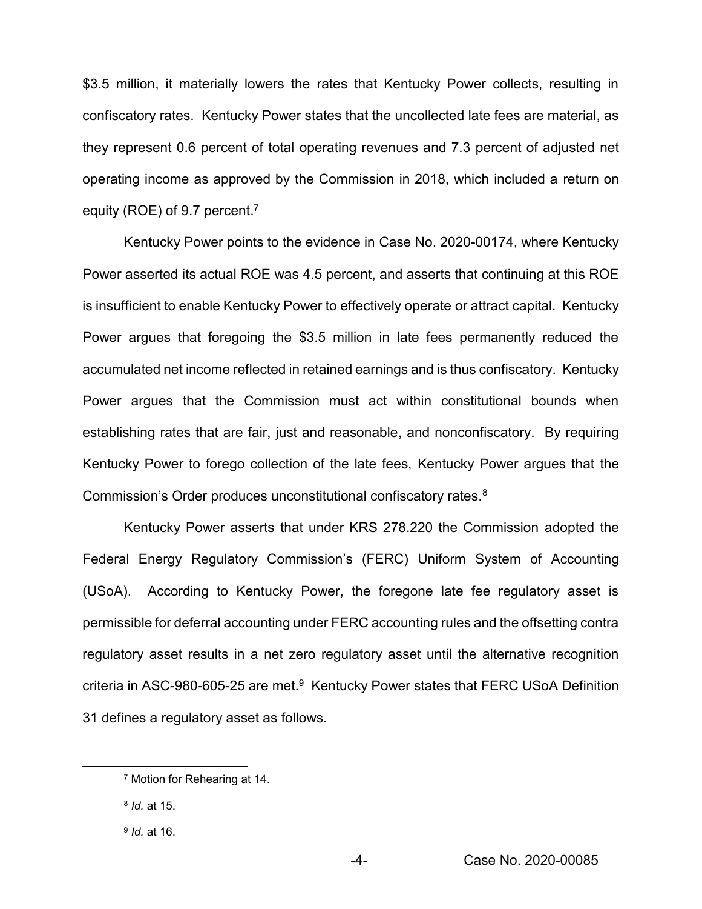$3.5 million, it materially lowers the rates that Kentucky Power collects, resulting in confiscatory rates. Kentucky Power states that the uncollected late fees are material, as they represent 0.6 percent of total operating revenues and 7.3 percent of adjusted net operating income as approved by the Commission in 2018, which included a return on equity (ROE) of 9.7 percent.[7]

Kentucky Power points to the evidence in Case No. 2020-00174, where Kentucky Power asserted its actual ROE was 4.5 percent, and asserts that continuing at this ROE is insufficient to enable Kentucky Power to effectively operate or attract capital. Kentucky Power argues that foregoing the $3.5 million in late fees permanently reduced the accumulated net income reflected in retained earnings and is thus confiscatory. Kentucky Power argues that the Commission must act within constitutional bounds when establishing rates that are fair, just and reasonable, and nonconfiscatory. By requiring Kentucky Power to forego collection of the late fees, Kentucky Power argues that the Commission's Order produces unconstitutional confiscatory rates.[8]

Kentucky Power asserts that under KRS 278.220 the Commission adopted the Federal Energy Regulatory Commission's (FERC) Uniform System of Accounting (USoA). According to Kentucky Power, the foregone late fee regulatory asset is permissible for deferral accounting under FERC accounting rules and the offsetting contra regulatory asset results in a net zero regulatory asset until the alternative recognition criteria in ASC-980-605-25 are met.[9] Kentucky Power states that FERC USoA Definition 31 defines a regulatory asset as follows.

---

[7] Motion for Rehearing at 14.

[8] *Id.* at 15.

[9] *Id.* at 16.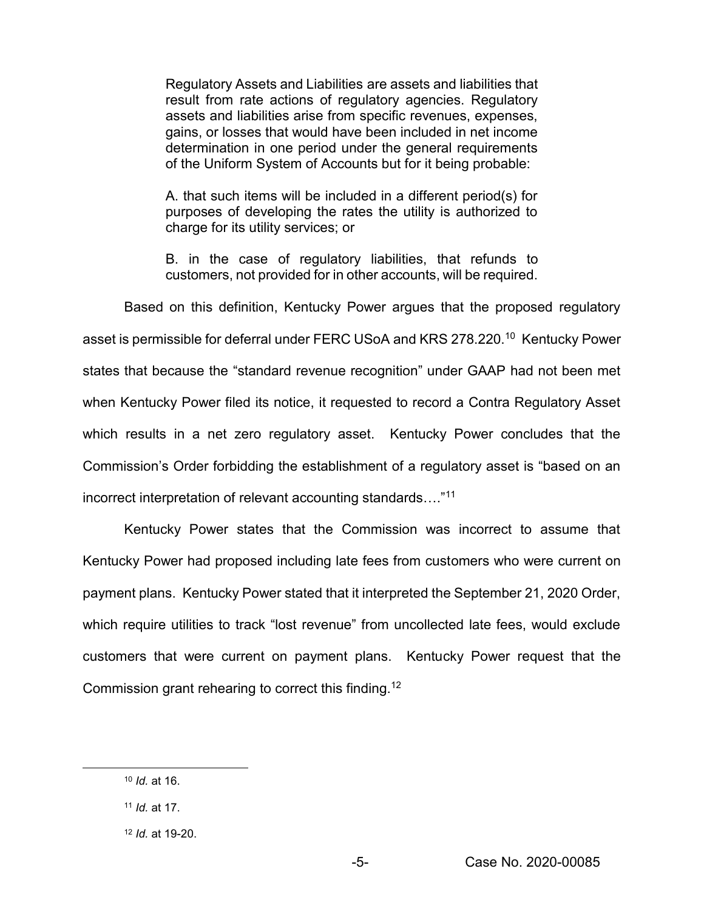> Regulatory Assets and Liabilities are assets and liabilities that result from rate actions of regulatory agencies. Regulatory assets and liabilities arise from specific revenues, expenses, gains, or losses that would have been included in net income determination in one period under the general requirements of the Uniform System of Accounts but for it being probable:
>
> A. that such items will be included in a different period(s) for purposes of developing the rates the utility is authorized to charge for its utility services; or
>
> B. in the case of regulatory liabilities, that refunds to customers, not provided for in other accounts, will be required.

Based on this definition, Kentucky Power argues that the proposed regulatory asset is permissible for deferral under FERC USoA and KRS 278.220.[10] Kentucky Power states that because the "standard revenue recognition" under GAAP had not been met when Kentucky Power filed its notice, it requested to record a Contra Regulatory Asset which results in a net zero regulatory asset. Kentucky Power concludes that the Commission's Order forbidding the establishment of a regulatory asset is "based on an incorrect interpretation of relevant accounting standards…."[11]

Kentucky Power states that the Commission was incorrect to assume that Kentucky Power had proposed including late fees from customers who were current on payment plans. Kentucky Power stated that it interpreted the September 21, 2020 Order, which require utilities to track "lost revenue" from uncollected late fees, would exclude customers that were current on payment plans. Kentucky Power request that the Commission grant rehearing to correct this finding.[12]

---

[10] *Id.* at 16.

[11] *Id.* at 17.

[12] *Id.* at 19-20.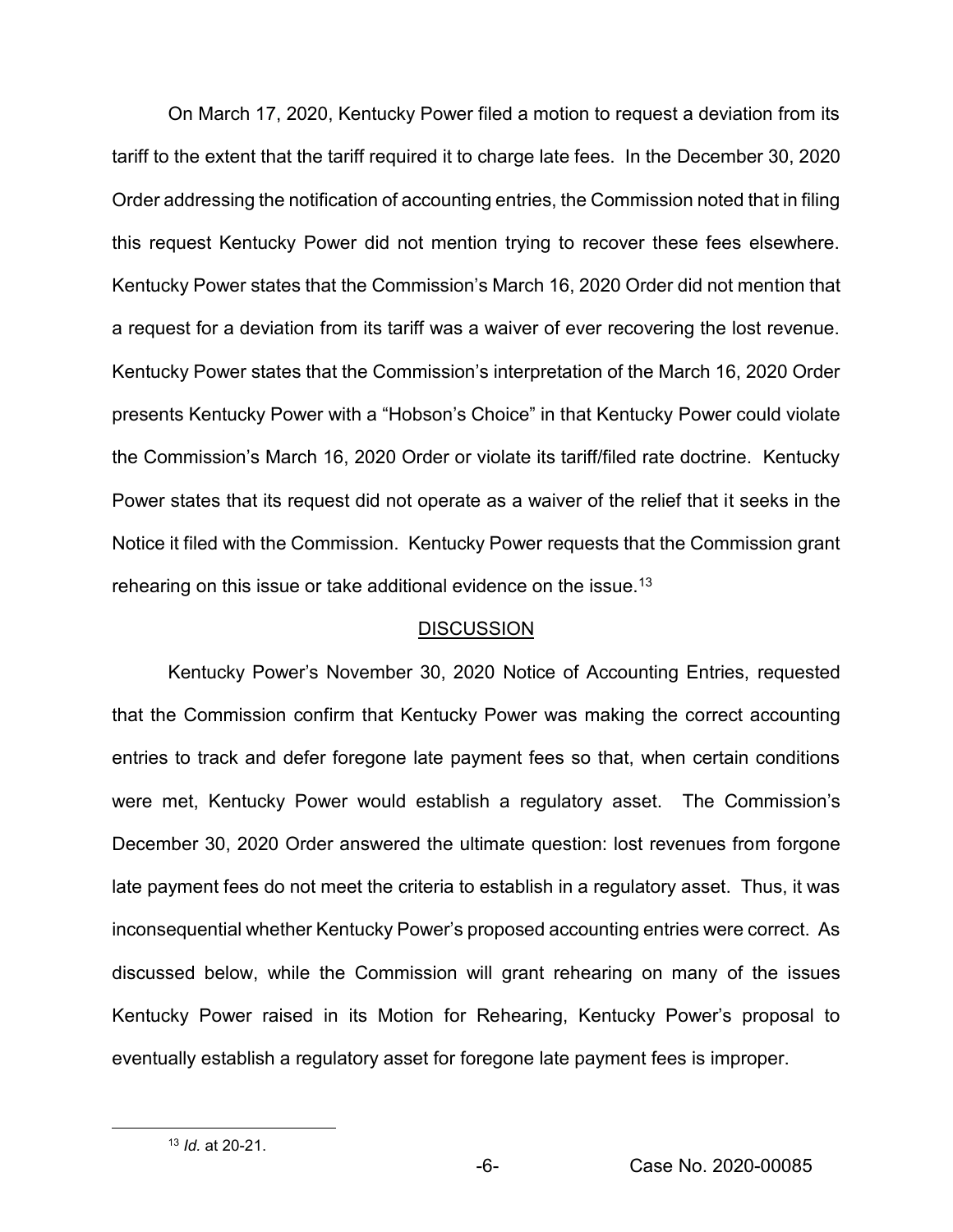On March 17, 2020, Kentucky Power filed a motion to request a deviation from its tariff to the extent that the tariff required it to charge late fees. In the December 30, 2020 Order addressing the notification of accounting entries, the Commission noted that in filing this request Kentucky Power did not mention trying to recover these fees elsewhere. Kentucky Power states that the Commission's March 16, 2020 Order did not mention that a request for a deviation from its tariff was a waiver of ever recovering the lost revenue. Kentucky Power states that the Commission's interpretation of the March 16, 2020 Order presents Kentucky Power with a "Hobson's Choice" in that Kentucky Power could violate the Commission's March 16, 2020 Order or violate its tariff/filed rate doctrine. Kentucky Power states that its request did not operate as a waiver of the relief that it seeks in the Notice it filed with the Commission. Kentucky Power requests that the Commission grant rehearing on this issue or take additional evidence on the issue.[13]

## DISCUSSION

Kentucky Power's November 30, 2020 Notice of Accounting Entries, requested that the Commission confirm that Kentucky Power was making the correct accounting entries to track and defer foregone late payment fees so that, when certain conditions were met, Kentucky Power would establish a regulatory asset. The Commission's December 30, 2020 Order answered the ultimate question: lost revenues from forgone late payment fees do not meet the criteria to establish in a regulatory asset. Thus, it was inconsequential whether Kentucky Power's proposed accounting entries were correct. As discussed below, while the Commission will grant rehearing on many of the issues Kentucky Power raised in its Motion for Rehearing, Kentucky Power's proposal to eventually establish a regulatory asset for foregone late payment fees is improper.

[13] *Id.* at 20-21.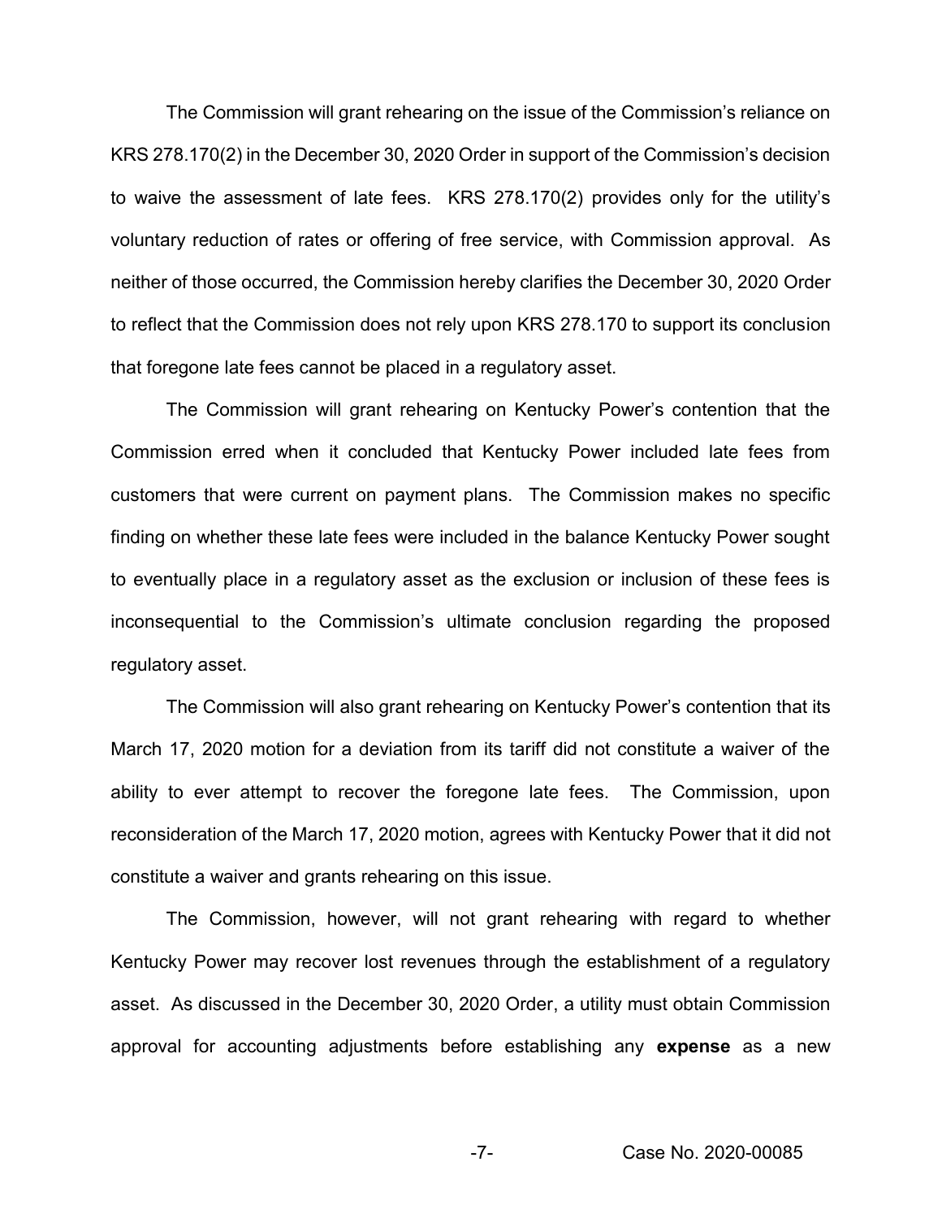The Commission will grant rehearing on the issue of the Commission's reliance on KRS 278.170(2) in the December 30, 2020 Order in support of the Commission's decision to waive the assessment of late fees. KRS 278.170(2) provides only for the utility's voluntary reduction of rates or offering of free service, with Commission approval. As neither of those occurred, the Commission hereby clarifies the December 30, 2020 Order to reflect that the Commission does not rely upon KRS 278.170 to support its conclusion that foregone late fees cannot be placed in a regulatory asset.

The Commission will grant rehearing on Kentucky Power's contention that the Commission erred when it concluded that Kentucky Power included late fees from customers that were current on payment plans. The Commission makes no specific finding on whether these late fees were included in the balance Kentucky Power sought to eventually place in a regulatory asset as the exclusion or inclusion of these fees is inconsequential to the Commission's ultimate conclusion regarding the proposed regulatory asset.

The Commission will also grant rehearing on Kentucky Power's contention that its March 17, 2020 motion for a deviation from its tariff did not constitute a waiver of the ability to ever attempt to recover the foregone late fees. The Commission, upon reconsideration of the March 17, 2020 motion, agrees with Kentucky Power that it did not constitute a waiver and grants rehearing on this issue.

The Commission, however, will not grant rehearing with regard to whether Kentucky Power may recover lost revenues through the establishment of a regulatory asset. As discussed in the December 30, 2020 Order, a utility must obtain Commission approval for accounting adjustments before establishing any **expense** as a new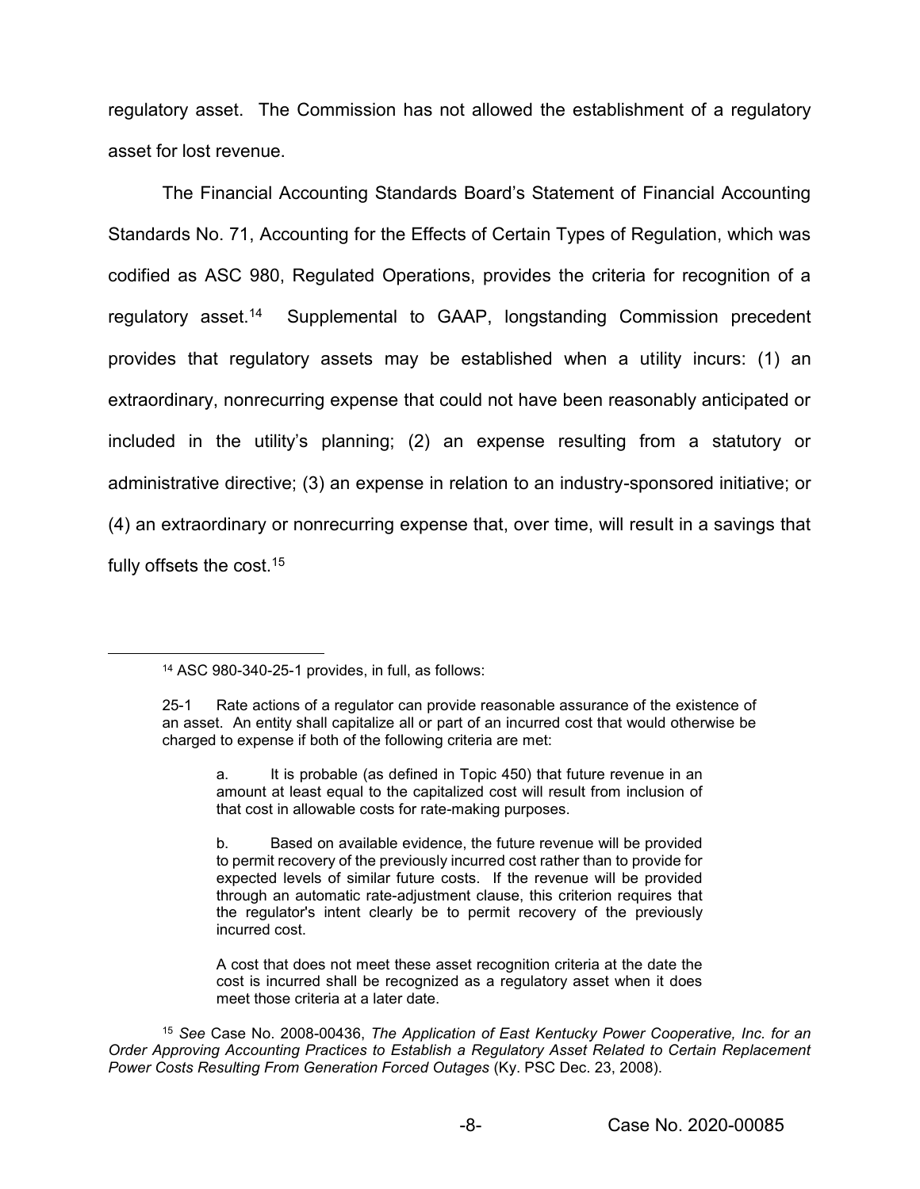regulatory asset. The Commission has not allowed the establishment of a regulatory asset for lost revenue.

The Financial Accounting Standards Board's Statement of Financial Accounting Standards No. 71, Accounting for the Effects of Certain Types of Regulation, which was codified as ASC 980, Regulated Operations, provides the criteria for recognition of a regulatory asset.[14] Supplemental to GAAP, longstanding Commission precedent provides that regulatory assets may be established when a utility incurs: (1) an extraordinary, nonrecurring expense that could not have been reasonably anticipated or included in the utility's planning; (2) an expense resulting from a statutory or administrative directive; (3) an expense in relation to an industry-sponsored initiative; or (4) an extraordinary or nonrecurring expense that, over time, will result in a savings that fully offsets the cost.[15]

---

[14] ASC 980-340-25-1 provides, in full, as follows:

25-1 Rate actions of a regulator can provide reasonable assurance of the existence of an asset. An entity shall capitalize all or part of an incurred cost that would otherwise be charged to expense if both of the following criteria are met:

> a. It is probable (as defined in Topic 450) that future revenue in an amount at least equal to the capitalized cost will result from inclusion of that cost in allowable costs for rate-making purposes.
>
> b. Based on available evidence, the future revenue will be provided to permit recovery of the previously incurred cost rather than to provide for expected levels of similar future costs. If the revenue will be provided through an automatic rate-adjustment clause, this criterion requires that the regulator's intent clearly be to permit recovery of the previously incurred cost.
>
> A cost that does not meet these asset recognition criteria at the date the cost is incurred shall be recognized as a regulatory asset when it does meet those criteria at a later date.

[15] *See* Case No. 2008-00436, *The Application of East Kentucky Power Cooperative, Inc. for an Order Approving Accounting Practices to Establish a Regulatory Asset Related to Certain Replacement Power Costs Resulting From Generation Forced Outages* (Ky. PSC Dec. 23, 2008).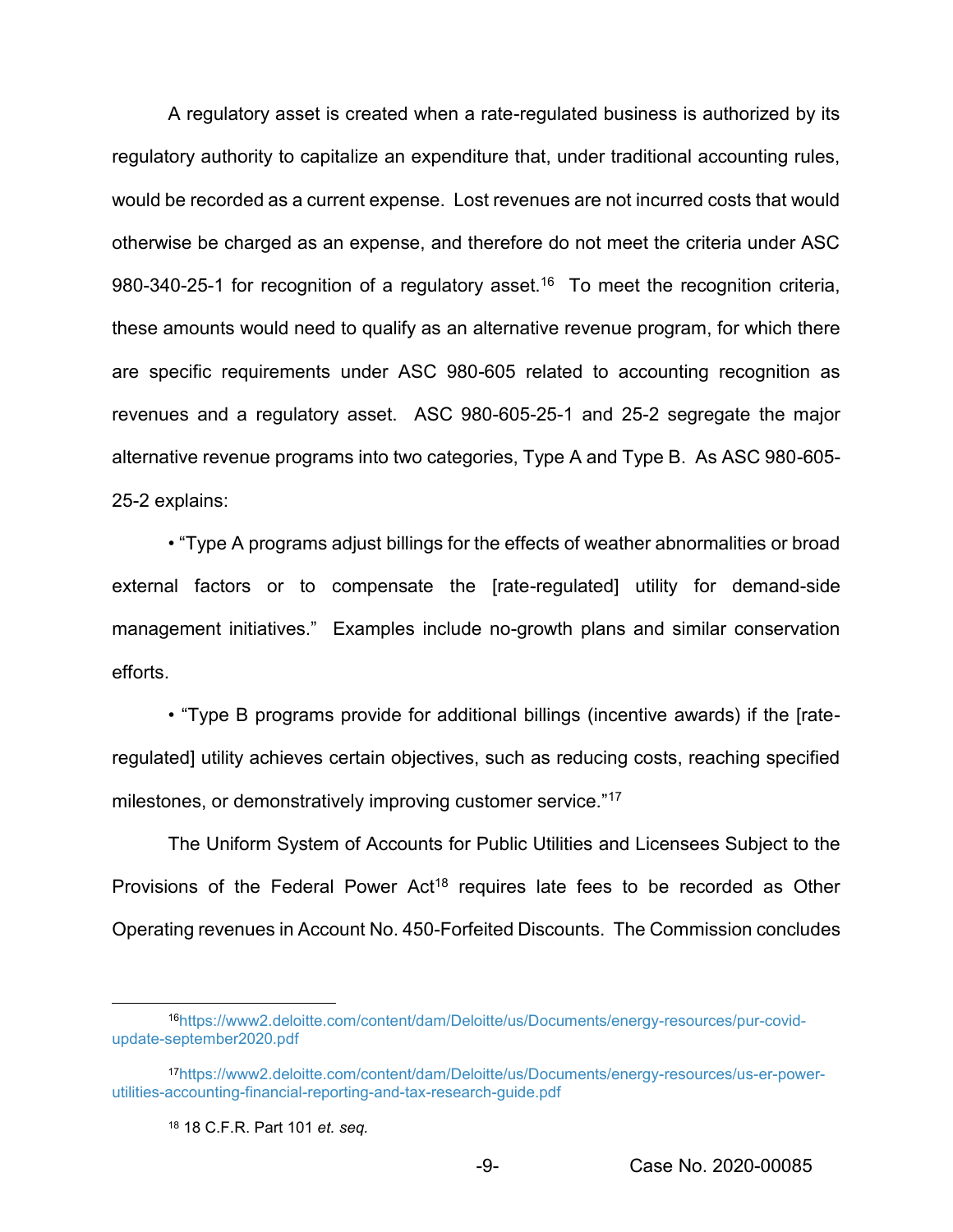A regulatory asset is created when a rate-regulated business is authorized by its regulatory authority to capitalize an expenditure that, under traditional accounting rules, would be recorded as a current expense. Lost revenues are not incurred costs that would otherwise be charged as an expense, and therefore do not meet the criteria under ASC 980-340-25-1 for recognition of a regulatory asset.[16] To meet the recognition criteria, these amounts would need to qualify as an alternative revenue program, for which there are specific requirements under ASC 980-605 related to accounting recognition as revenues and a regulatory asset. ASC 980-605-25-1 and 25-2 segregate the major alternative revenue programs into two categories, Type A and Type B. As ASC 980-605-25-2 explains:

- "Type A programs adjust billings for the effects of weather abnormalities or broad external factors or to compensate the [rate-regulated] utility for demand-side management initiatives." Examples include no-growth plans and similar conservation efforts.

- "Type B programs provide for additional billings (incentive awards) if the [rate-regulated] utility achieves certain objectives, such as reducing costs, reaching specified milestones, or demonstratively improving customer service."[17]

The Uniform System of Accounts for Public Utilities and Licensees Subject to the Provisions of the Federal Power Act[18] requires late fees to be recorded as Other Operating revenues in Account No. 450-Forfeited Discounts. The Commission concludes

---

[16] https://www2.deloitte.com/content/dam/Deloitte/us/Documents/energy-resources/pur-covid-update-september2020.pdf

[17] https://www2.deloitte.com/content/dam/Deloitte/us/Documents/energy-resources/us-er-power-utilities-accounting-financial-reporting-and-tax-research-guide.pdf

[18] 18 C.F.R. Part 101 *et. seq.*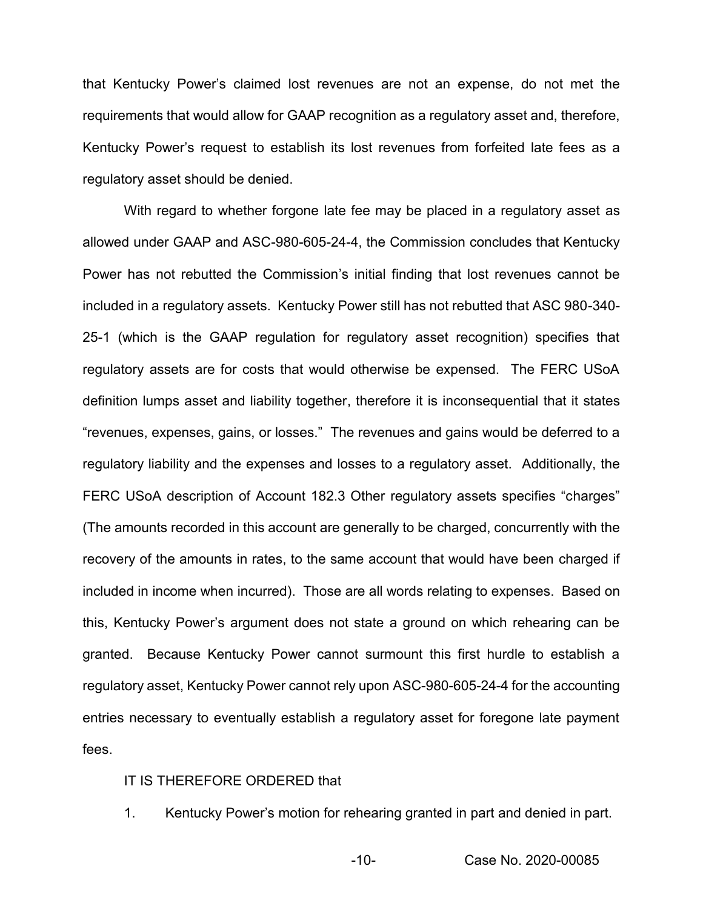that Kentucky Power's claimed lost revenues are not an expense, do not met the requirements that would allow for GAAP recognition as a regulatory asset and, therefore, Kentucky Power's request to establish its lost revenues from forfeited late fees as a regulatory asset should be denied.

With regard to whether forgone late fee may be placed in a regulatory asset as allowed under GAAP and ASC-980-605-24-4, the Commission concludes that Kentucky Power has not rebutted the Commission's initial finding that lost revenues cannot be included in a regulatory assets. Kentucky Power still has not rebutted that ASC 980-340-25-1 (which is the GAAP regulation for regulatory asset recognition) specifies that regulatory assets are for costs that would otherwise be expensed. The FERC USoA definition lumps asset and liability together, therefore it is inconsequential that it states "revenues, expenses, gains, or losses." The revenues and gains would be deferred to a regulatory liability and the expenses and losses to a regulatory asset. Additionally, the FERC USoA description of Account 182.3 Other regulatory assets specifies "charges" (The amounts recorded in this account are generally to be charged, concurrently with the recovery of the amounts in rates, to the same account that would have been charged if included in income when incurred). Those are all words relating to expenses. Based on this, Kentucky Power's argument does not state a ground on which rehearing can be granted. Because Kentucky Power cannot surmount this first hurdle to establish a regulatory asset, Kentucky Power cannot rely upon ASC-980-605-24-4 for the accounting entries necessary to eventually establish a regulatory asset for foregone late payment fees.

IT IS THEREFORE ORDERED that

1. Kentucky Power's motion for rehearing granted in part and denied in part.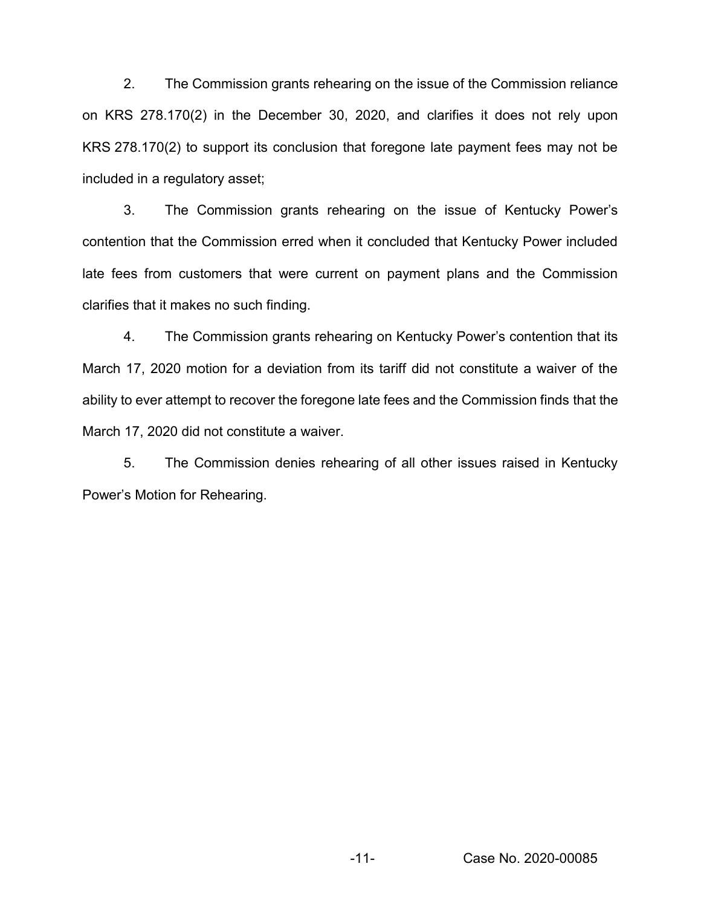2. The Commission grants rehearing on the issue of the Commission reliance on KRS 278.170(2) in the December 30, 2020, and clarifies it does not rely upon KRS 278.170(2) to support its conclusion that foregone late payment fees may not be included in a regulatory asset;

3. The Commission grants rehearing on the issue of Kentucky Power's contention that the Commission erred when it concluded that Kentucky Power included late fees from customers that were current on payment plans and the Commission clarifies that it makes no such finding.

4. The Commission grants rehearing on Kentucky Power's contention that its March 17, 2020 motion for a deviation from its tariff did not constitute a waiver of the ability to ever attempt to recover the foregone late fees and the Commission finds that the March 17, 2020 did not constitute a waiver.

5. The Commission denies rehearing of all other issues raised in Kentucky Power's Motion for Rehearing.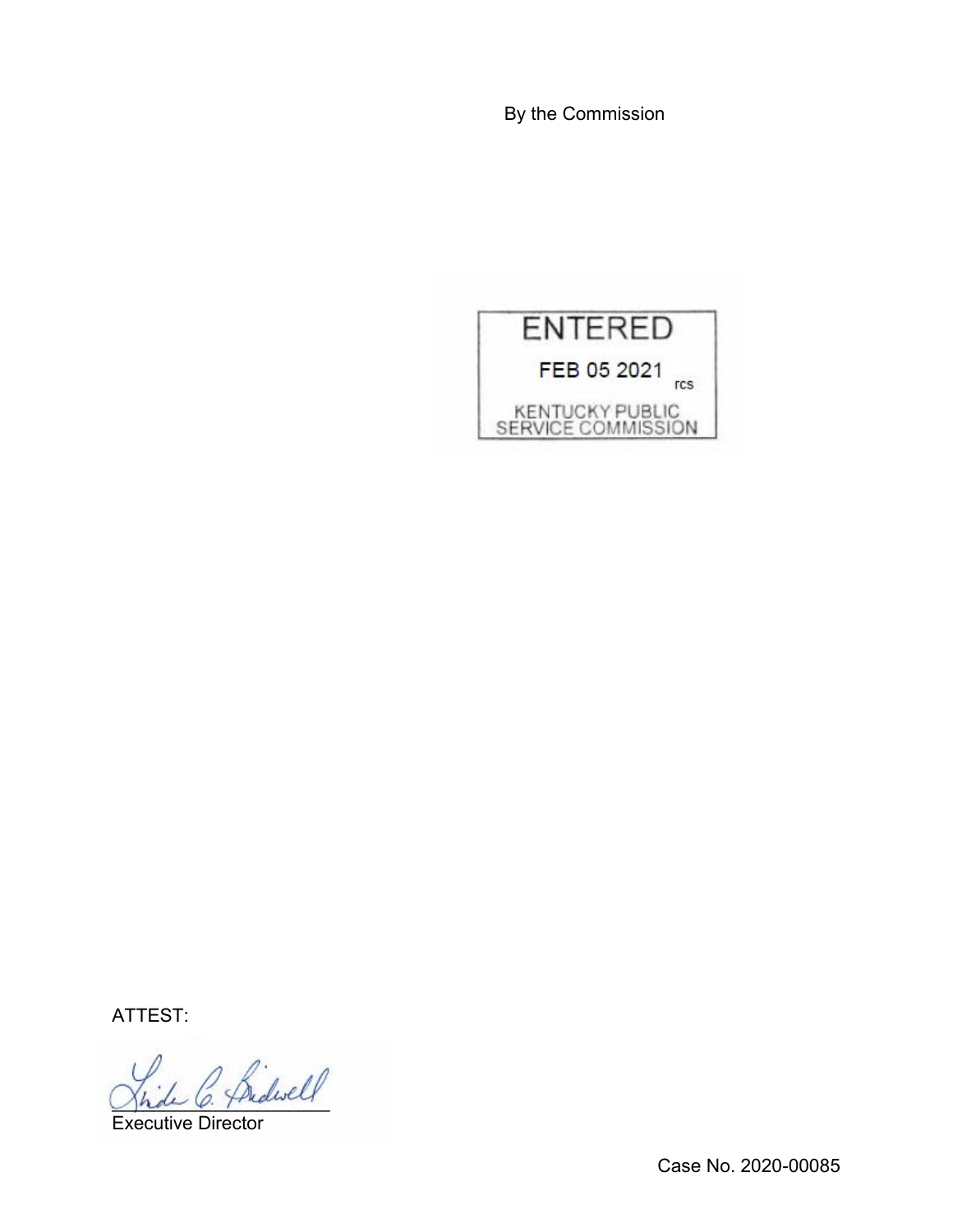By the Commission

ENTERED

FEB 05 2021

rcs

KENTUCKY PUBLIC SERVICE COMMISSION

ATTEST:

Executive Director

Case No. 2020-00085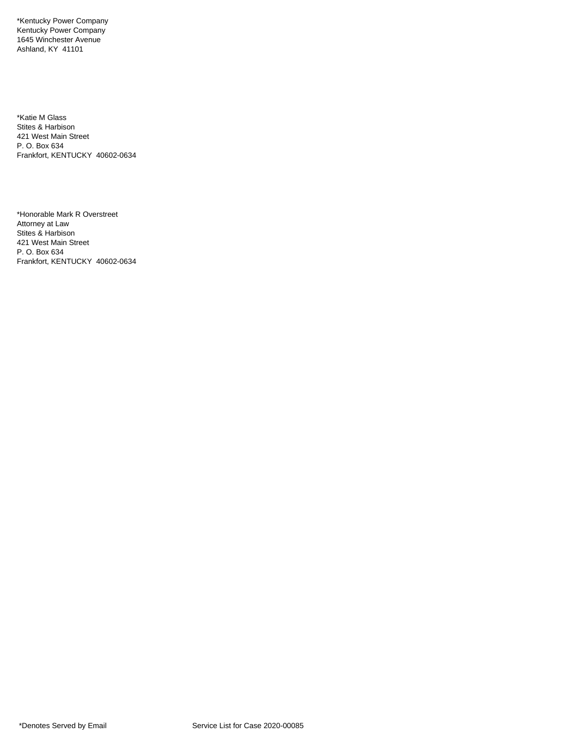*Kentucky Power Company
Kentucky Power Company
1645 Winchester Avenue
Ashland, KY 41101

*Katie M Glass
Stites & Harbison
421 West Main Street
P. O. Box 634
Frankfort, KENTUCKY 40602-0634

*Honorable Mark R Overstreet
Attorney at Law
Stites & Harbison
421 West Main Street
P. O. Box 634
Frankfort, KENTUCKY 40602-0634

*Denotes Served by Email

Service List for Case 2020-00085